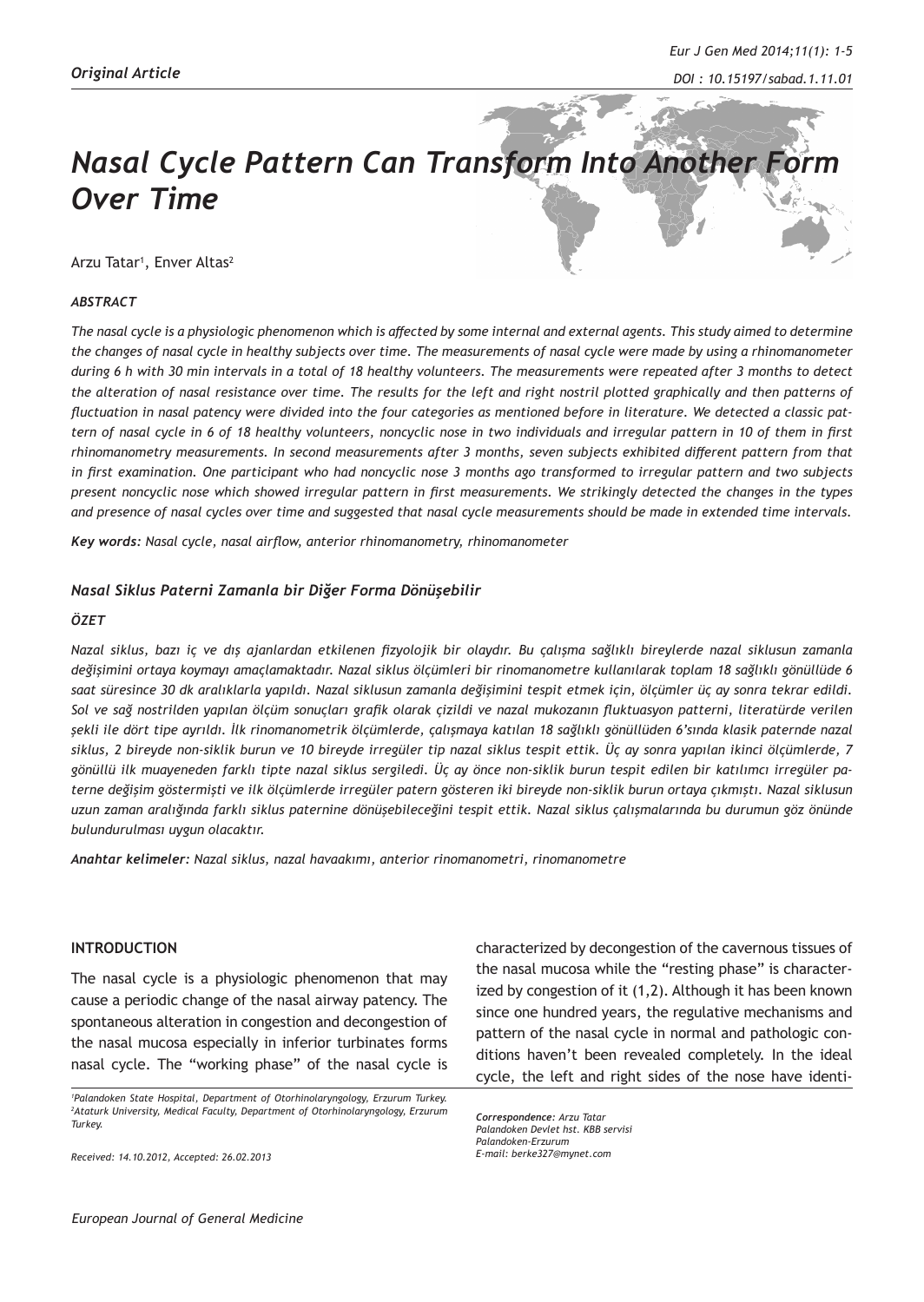*Original Article*

# *Nasal Cycle Pattern Can Transform Into Another Form Over Time*

Arzu Tatar[1], Enver Altas[2]

***ABSTRACT***

*The nasal cycle is a physiologic phenomenon which is affected by some internal and external agents. This study aimed to determine the changes of nasal cycle in healthy subjects over time. The measurements of nasal cycle were made by using a rhinomanometer during 6 h with 30 min intervals in a total of 18 healthy volunteers. The measurements were repeated after 3 months to detect the alteration of nasal resistance over time. The results for the left and right nostril plotted graphically and then patterns of fluctuation in nasal patency were divided into the four categories as mentioned before in literature. We detected a classic pattern of nasal cycle in 6 of 18 healthy volunteers, noncyclic nose in two individuals and irregular pattern in 10 of them in first rhinomanometry measurements. In second measurements after 3 months, seven subjects exhibited different pattern from that in first examination. One participant who had noncyclic nose 3 months ago transformed to irregular pattern and two subjects present noncyclic nose which showed irregular pattern in first measurements. We strikingly detected the changes in the types and presence of nasal cycles over time and suggested that nasal cycle measurements should be made in extended time intervals.*

***Key words:*** *Nasal cycle, nasal airflow, anterior rhinomanometry, rhinomanometer*

### *Nasal Siklus Paterni Zamanla bir Diğer Forma Dönüşebilir*

***ÖZET***

*Nazal siklus, bazı iç ve dış ajanlardan etkilenen fizyolojik bir olaydır. Bu çalışma sağlıklı bireylerde nazal siklusun zamanla değişimini ortaya koymayı amaçlamaktadır. Nazal siklus ölçümleri bir rinomanometre kullanılarak toplam 18 sağlıklı gönüllüde 6 saat süresince 30 dk aralıklarla yapıldı. Nazal siklusun zamanla değişimini tespit etmek için, ölçümler üç ay sonra tekrar edildi. Sol ve sağ nostrilden yapılan ölçüm sonuçları grafik olarak çizildi ve nazal mukozanın fluktuasyon patterni, literatürde verilen şekli ile dört tipe ayrıldı. İlk rinomanometrik ölçümlerde, çalışmaya katılan 18 sağlıklı gönüllüden 6'sında klasik paternde nazal siklus, 2 bireyde non-siklik burun ve 10 bireyde irregüler tip nazal siklus tespit ettik. Üç ay sonra yapılan ikinci ölçümlerde, 7 gönüllü ilk muayeneden farklı tipte nazal siklus sergiledi. Üç ay önce non-siklik burun tespit edilen bir katılımcı irregüler paterne değişim göstermişti ve ilk ölçümlerde irregüler patern gösteren iki bireyde non-siklik burun ortaya çıkmıştı. Nazal siklusun uzun zaman aralığında farklı siklus paternine dönüşebileceğini tespit ettik. Nazal siklus çalışmalarında bu durumun göz önünde bulundurulması uygun olacaktır.*

***Anahtar kelimeler:*** *Nazal siklus, nazal havaakımı, anterior rinomanometri, rinomanometre*

## INTRODUCTION

The nasal cycle is a physiologic phenomenon that may cause a periodic change of the nasal airway patency. The spontaneous alteration in congestion and decongestion of the nasal mucosa especially in inferior turbinates forms nasal cycle. The "working phase" of the nasal cycle is characterized by decongestion of the cavernous tissues of the nasal mucosa while the "resting phase" is characterized by congestion of it (1,2). Although it has been known since one hundred years, the regulative mechanisms and pattern of the nasal cycle in normal and pathologic conditions haven't been revealed completely. In the ideal cycle, the left and right sides of the nose have identi-

*[1]Palandoken State Hospital, Department of Otorhinolaryngology, Erzurum Turkey.*
*[2]Ataturk University, Medical Faculty, Department of Otorhinolaryngology, Erzurum Turkey.*

*Received: 14.10.2012, Accepted: 26.02.2013*

***Correspondence:*** *Arzu Tatar*
*Palandoken Devlet hst. KBB servisi*
*Palandoken-Erzurum*
*E-mail: berke327@mynet.com*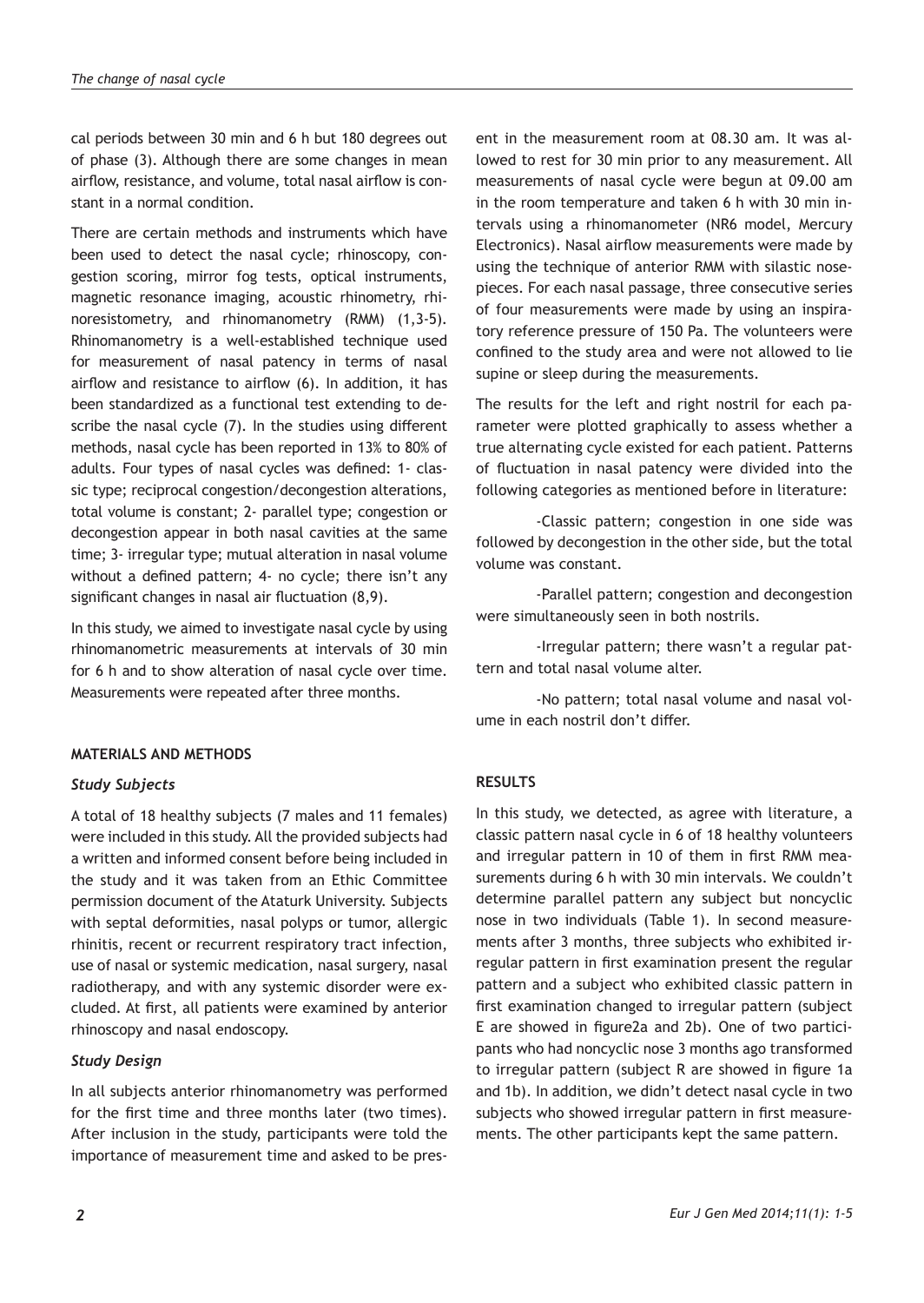cal periods between 30 min and 6 h but 180 degrees out of phase (3). Although there are some changes in mean airflow, resistance, and volume, total nasal airflow is constant in a normal condition.

There are certain methods and instruments which have been used to detect the nasal cycle; rhinoscopy, congestion scoring, mirror fog tests, optical instruments, magnetic resonance imaging, acoustic rhinometry, rhinoresistometry, and rhinomanometry (RMM) (1,3-5). Rhinomanometry is a well-established technique used for measurement of nasal patency in terms of nasal airflow and resistance to airflow (6). In addition, it has been standardized as a functional test extending to describe the nasal cycle (7). In the studies using different methods, nasal cycle has been reported in 13% to 80% of adults. Four types of nasal cycles was defined: 1- classic type; reciprocal congestion/decongestion alterations, total volume is constant; 2- parallel type; congestion or decongestion appear in both nasal cavities at the same time; 3- irregular type; mutual alteration in nasal volume without a defined pattern; 4- no cycle; there isn't any significant changes in nasal air fluctuation (8,9).

In this study, we aimed to investigate nasal cycle by using rhinomanometric measurements at intervals of 30 min for 6 h and to show alteration of nasal cycle over time. Measurements were repeated after three months.

## MATERIALS AND METHODS

### *Study Subjects*

A total of 18 healthy subjects (7 males and 11 females) were included in this study. All the provided subjects had a written and informed consent before being included in the study and it was taken from an Ethic Committee permission document of the Ataturk University. Subjects with septal deformities, nasal polyps or tumor, allergic rhinitis, recent or recurrent respiratory tract infection, use of nasal or systemic medication, nasal surgery, nasal radiotherapy, and with any systemic disorder were excluded. At first, all patients were examined by anterior rhinoscopy and nasal endoscopy.

### *Study Design*

In all subjects anterior rhinomanometry was performed for the first time and three months later (two times). After inclusion in the study, participants were told the importance of measurement time and asked to be present in the measurement room at 08.30 am. It was allowed to rest for 30 min prior to any measurement. All measurements of nasal cycle were begun at 09.00 am in the room temperature and taken 6 h with 30 min intervals using a rhinomanometer (NR6 model, Mercury Electronics). Nasal airflow measurements were made by using the technique of anterior RMM with silastic nosepieces. For each nasal passage, three consecutive series of four measurements were made by using an inspiratory reference pressure of 150 Pa. The volunteers were confined to the study area and were not allowed to lie supine or sleep during the measurements.

The results for the left and right nostril for each parameter were plotted graphically to assess whether a true alternating cycle existed for each patient. Patterns of fluctuation in nasal patency were divided into the following categories as mentioned before in literature:

-Classic pattern; congestion in one side was followed by decongestion in the other side, but the total volume was constant.

-Parallel pattern; congestion and decongestion were simultaneously seen in both nostrils.

-Irregular pattern; there wasn't a regular pattern and total nasal volume alter.

-No pattern; total nasal volume and nasal volume in each nostril don't differ.

## RESULTS

In this study, we detected, as agree with literature, a classic pattern nasal cycle in 6 of 18 healthy volunteers and irregular pattern in 10 of them in first RMM measurements during 6 h with 30 min intervals. We couldn't determine parallel pattern any subject but noncyclic nose in two individuals (Table 1). In second measurements after 3 months, three subjects who exhibited irregular pattern in first examination present the regular pattern and a subject who exhibited classic pattern in first examination changed to irregular pattern (subject E are showed in figure2a and 2b). One of two participants who had noncyclic nose 3 months ago transformed to irregular pattern (subject R are showed in figure 1a and 1b). In addition, we didn't detect nasal cycle in two subjects who showed irregular pattern in first measurements. The other participants kept the same pattern.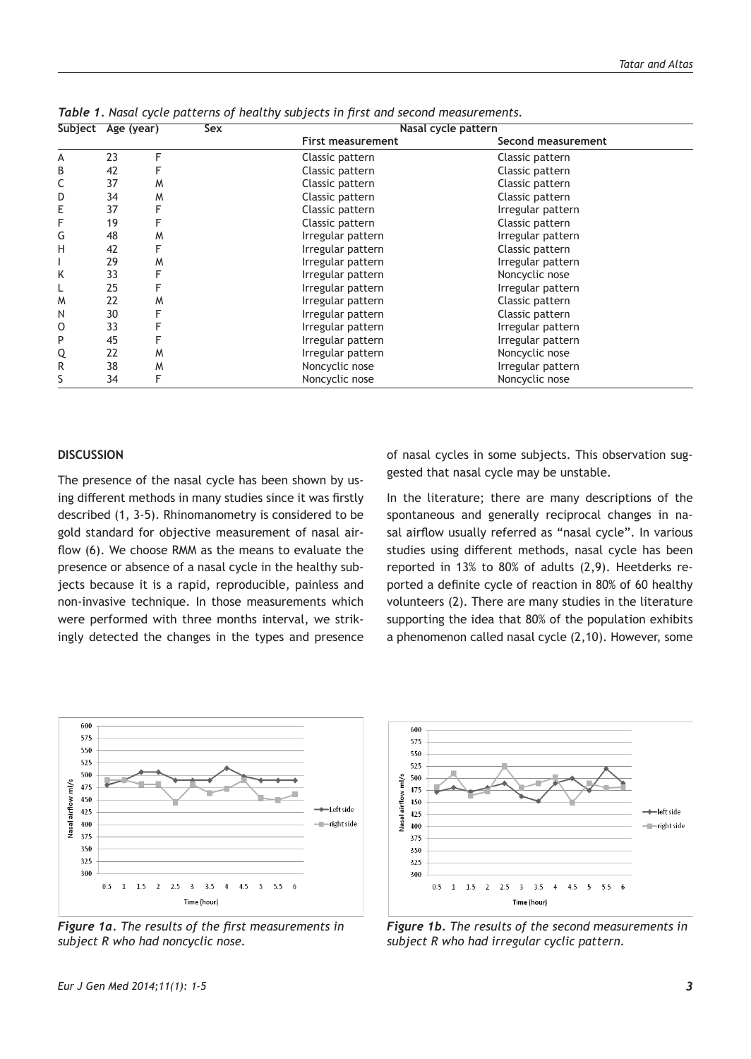*Table 1. Nasal cycle patterns of healthy subjects in first and second measurements.*

| Subject | Age (year) | Sex | Nasal cycle pattern | |
|---|---|---|---|---|
| | | | First measurement | Second measurement |
| A | 23 | F | Classic pattern | Classic pattern |
| B | 42 | F | Classic pattern | Classic pattern |
| C | 37 | M | Classic pattern | Classic pattern |
| D | 34 | M | Classic pattern | Classic pattern |
| E | 37 | F | Classic pattern | Irregular pattern |
| F | 19 | F | Classic pattern | Classic pattern |
| G | 48 | M | Irregular pattern | Irregular pattern |
| H | 42 | F | Irregular pattern | Classic pattern |
| I | 29 | M | Irregular pattern | Irregular pattern |
| K | 33 | F | Irregular pattern | Noncyclic nose |
| L | 25 | F | Irregular pattern | Irregular pattern |
| M | 22 | M | Irregular pattern | Classic pattern |
| N | 30 | F | Irregular pattern | Classic pattern |
| O | 33 | F | Irregular pattern | Irregular pattern |
| P | 45 | F | Irregular pattern | Irregular pattern |
| Q | 22 | M | Irregular pattern | Noncyclic nose |
| R | 38 | M | Noncyclic nose | Irregular pattern |
| S | 34 | F | Noncyclic nose | Noncyclic nose |

## DISCUSSION

The presence of the nasal cycle has been shown by using different methods in many studies since it was firstly described (1, 3-5). Rhinomanometry is considered to be gold standard for objective measurement of nasal airflow (6). We choose RMM as the means to evaluate the presence or absence of a nasal cycle in the healthy subjects because it is a rapid, reproducible, painless and non-invasive technique. In those measurements which were performed with three months interval, we strikingly detected the changes in the types and presence of nasal cycles in some subjects. This observation suggested that nasal cycle may be unstable.

In the literature; there are many descriptions of the spontaneous and generally reciprocal changes in nasal airflow usually referred as "nasal cycle". In various studies using different methods, nasal cycle has been reported in 13% to 80% of adults (2,9). Heetderks reported a definite cycle of reaction in 80% of 60 healthy volunteers (2). There are many studies in the literature supporting the idea that 80% of the population exhibits a phenomenon called nasal cycle (2,10). However, some

*Figure 1a. The results of the first measurements in subject R who had noncyclic nose.*

*Figure 1b. The results of the second measurements in subject R who had irregular cyclic pattern.*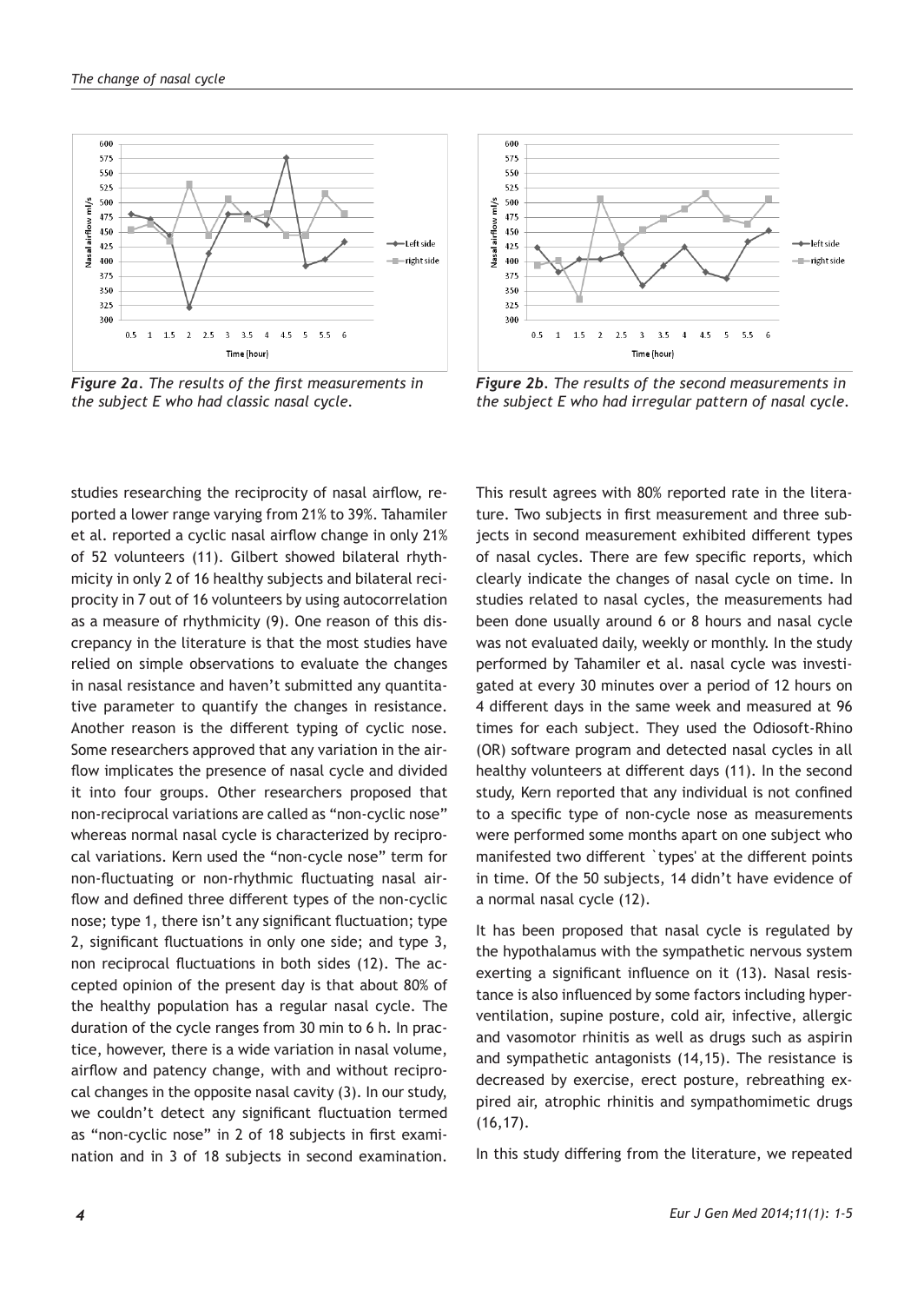*Figure 2a. The results of the first measurements in the subject E who had classic nasal cycle.*

*Figure 2b. The results of the second measurements in the subject E who had irregular pattern of nasal cycle.*

studies researching the reciprocity of nasal airflow, reported a lower range varying from 21% to 39%. Tahamiler et al. reported a cyclic nasal airflow change in only 21% of 52 volunteers (11). Gilbert showed bilateral rhythmicity in only 2 of 16 healthy subjects and bilateral reciprocity in 7 out of 16 volunteers by using autocorrelation as a measure of rhythmicity (9). One reason of this discrepancy in the literature is that the most studies have relied on simple observations to evaluate the changes in nasal resistance and haven't submitted any quantitative parameter to quantify the changes in resistance. Another reason is the different typing of cyclic nose. Some researchers approved that any variation in the airflow implicates the presence of nasal cycle and divided it into four groups. Other researchers proposed that non-reciprocal variations are called as "non-cyclic nose" whereas normal nasal cycle is characterized by reciprocal variations. Kern used the "non-cycle nose" term for non-fluctuating or non-rhythmic fluctuating nasal airflow and defined three different types of the non-cyclic nose; type 1, there isn't any significant fluctuation; type 2, significant fluctuations in only one side; and type 3, non reciprocal fluctuations in both sides (12). The accepted opinion of the present day is that about 80% of the healthy population has a regular nasal cycle. The duration of the cycle ranges from 30 min to 6 h. In practice, however, there is a wide variation in nasal volume, airflow and patency change, with and without reciprocal changes in the opposite nasal cavity (3). In our study, we couldn't detect any significant fluctuation termed as "non-cyclic nose" in 2 of 18 subjects in first examination and in 3 of 18 subjects in second examination. This result agrees with 80% reported rate in the literature. Two subjects in first measurement and three subjects in second measurement exhibited different types of nasal cycles. There are few specific reports, which clearly indicate the changes of nasal cycle on time. In studies related to nasal cycles, the measurements had been done usually around 6 or 8 hours and nasal cycle was not evaluated daily, weekly or monthly. In the study performed by Tahamiler et al. nasal cycle was investigated at every 30 minutes over a period of 12 hours on 4 different days in the same week and measured at 96 times for each subject. They used the Odiosoft-Rhino (OR) software program and detected nasal cycles in all healthy volunteers at different days (11). In the second study, Kern reported that any individual is not confined to a specific type of non-cycle nose as measurements were performed some months apart on one subject who manifested two different `types' at the different points in time. Of the 50 subjects, 14 didn't have evidence of a normal nasal cycle (12).

It has been proposed that nasal cycle is regulated by the hypothalamus with the sympathetic nervous system exerting a significant influence on it (13). Nasal resistance is also influenced by some factors including hyperventilation, supine posture, cold air, infective, allergic and vasomotor rhinitis as well as drugs such as aspirin and sympathetic antagonists (14,15). The resistance is decreased by exercise, erect posture, rebreathing expired air, atrophic rhinitis and sympathomimetic drugs (16,17).

In this study differing from the literature, we repeated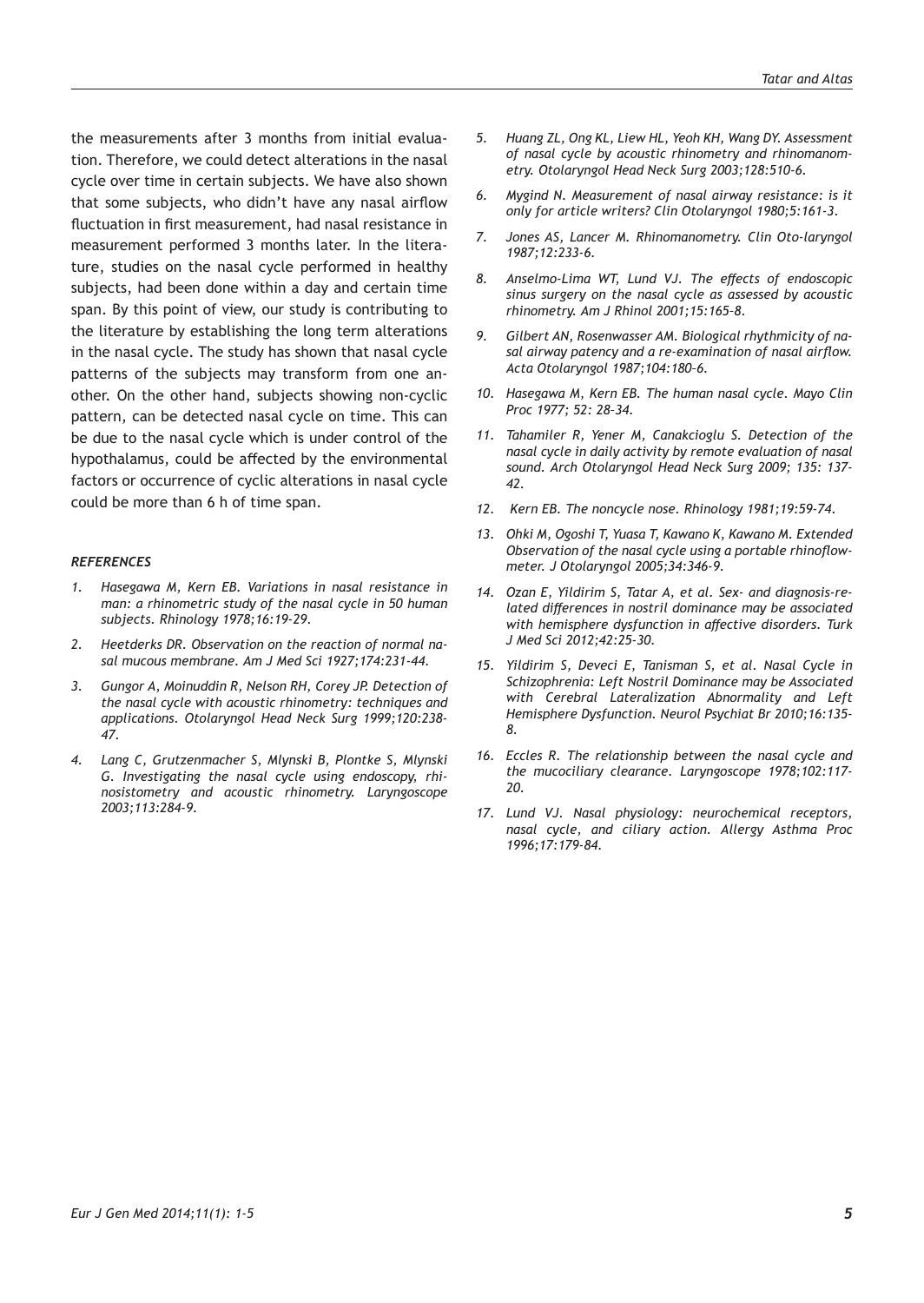the measurements after 3 months from initial evaluation. Therefore, we could detect alterations in the nasal cycle over time in certain subjects. We have also shown that some subjects, who didn't have any nasal airflow fluctuation in first measurement, had nasal resistance in measurement performed 3 months later. In the literature, studies on the nasal cycle performed in healthy subjects, had been done within a day and certain time span. By this point of view, our study is contributing to the literature by establishing the long term alterations in the nasal cycle. The study has shown that nasal cycle patterns of the subjects may transform from one another. On the other hand, subjects showing non-cyclic pattern, can be detected nasal cycle on time. This can be due to the nasal cycle which is under control of the hypothalamus, could be affected by the environmental factors or occurrence of cyclic alterations in nasal cycle could be more than 6 h of time span.

### *REFERENCES*

1. *Hasegawa M, Kern EB. Variations in nasal resistance in man: a rhinometric study of the nasal cycle in 50 human subjects. Rhinology 1978;16:19-29.*
2. *Heetderks DR. Observation on the reaction of normal nasal mucous membrane. Am J Med Sci 1927;174:231-44.*
3. *Gungor A, Moinuddin R, Nelson RH, Corey JP. Detection of the nasal cycle with acoustic rhinometry: techniques and applications. Otolaryngol Head Neck Surg 1999;120:238-47.*
4. *Lang C, Grutzenmacher S, Mlynski B, Plontke S, Mlynski G. Investigating the nasal cycle using endoscopy, rhinosistometry and acoustic rhinometry. Laryngoscope 2003;113:284-9.*
5. *Huang ZL, Ong KL, Liew HL, Yeoh KH, Wang DY. Assessment of nasal cycle by acoustic rhinometry and rhinomanometry. Otolaryngol Head Neck Surg 2003;128:510-6.*
6. *Mygind N. Measurement of nasal airway resistance: is it only for article writers? Clin Otolaryngol 1980;5:161-3.*
7. *Jones AS, Lancer M. Rhinomanometry. Clin Oto-laryngol 1987;12:233-6.*
8. *Anselmo-Lima WT, Lund VJ. The effects of endoscopic sinus surgery on the nasal cycle as assessed by acoustic rhinometry. Am J Rhinol 2001;15:165-8.*
9. *Gilbert AN, Rosenwasser AM. Biological rhythmicity of nasal airway patency and a re-examination of nasal airflow. Acta Otolaryngol 1987;104:180-6.*
10. *Hasegawa M, Kern EB. The human nasal cycle. Mayo Clin Proc 1977; 52: 28-34.*
11. *Tahamiler R, Yener M, Canakcioglu S. Detection of the nasal cycle in daily activity by remote evaluation of nasal sound. Arch Otolaryngol Head Neck Surg 2009; 135: 137-42.*
12. *Kern EB. The noncycle nose. Rhinology 1981;19:59-74.*
13. *Ohki M, Ogoshi T, Yuasa T, Kawano K, Kawano M. Extended Observation of the nasal cycle using a portable rhinoflowmeter. J Otolaryngol 2005;34:346-9.*
14. *Ozan E, Yildirim S, Tatar A, et al. Sex- and diagnosis-related differences in nostril dominance may be associated with hemisphere dysfunction in affective disorders. Turk J Med Sci 2012;42:25-30.*
15. *Yildirim S, Deveci E, Tanisman S, et al. Nasal Cycle in Schizophrenia: Left Nostril Dominance may be Associated with Cerebral Lateralization Abnormality and Left Hemisphere Dysfunction. Neurol Psychiat Br 2010;16:135-8.*
16. *Eccles R. The relationship between the nasal cycle and the mucociliary clearance. Laryngoscope 1978;102:117-20.*
17. *Lund VJ. Nasal physiology: neurochemical receptors, nasal cycle, and ciliary action. Allergy Asthma Proc 1996;17:179-84.*